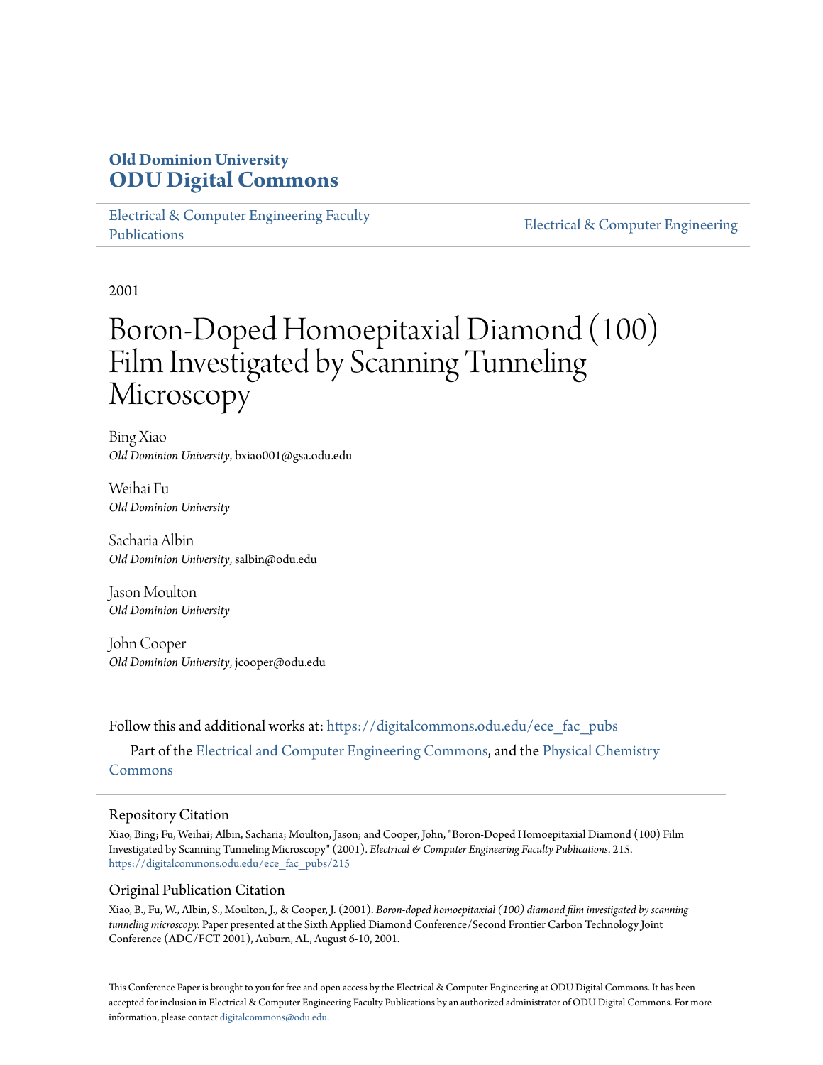**Old Dominion University**
**ODU Digital Commons**

Electrical & Computer Engineering Faculty Publications | Electrical & Computer Engineering

2001

# Boron-Doped Homoepitaxial Diamond (100) Film Investigated by Scanning Tunneling Microscopy

Bing Xiao
*Old Dominion University*, bxiao001@gsa.odu.edu

Weihai Fu
*Old Dominion University*

Sacharia Albin
*Old Dominion University*, salbin@odu.edu

Jason Moulton
*Old Dominion University*

John Cooper
*Old Dominion University*, jcooper@odu.edu

Follow this and additional works at: https://digitalcommons.odu.edu/ece_fac_pubs

Part of the Electrical and Computer Engineering Commons, and the Physical Chemistry Commons

## Repository Citation

Xiao, Bing; Fu, Weihai; Albin, Sacharia; Moulton, Jason; and Cooper, John, "Boron-Doped Homoepitaxial Diamond (100) Film Investigated by Scanning Tunneling Microscopy" (2001). *Electrical & Computer Engineering Faculty Publications*. 215.
https://digitalcommons.odu.edu/ece_fac_pubs/215

## Original Publication Citation

Xiao, B., Fu, W., Albin, S., Moulton, J., & Cooper, J. (2001). *Boron-doped homoepitaxial (100) diamond film investigated by scanning tunneling microscopy.* Paper presented at the Sixth Applied Diamond Conference/Second Frontier Carbon Technology Joint Conference (ADC/FCT 2001), Auburn, AL, August 6-10, 2001.

This Conference Paper is brought to you for free and open access by the Electrical & Computer Engineering at ODU Digital Commons. It has been accepted for inclusion in Electrical & Computer Engineering Faculty Publications by an authorized administrator of ODU Digital Commons. For more information, please contact digitalcommons@odu.edu.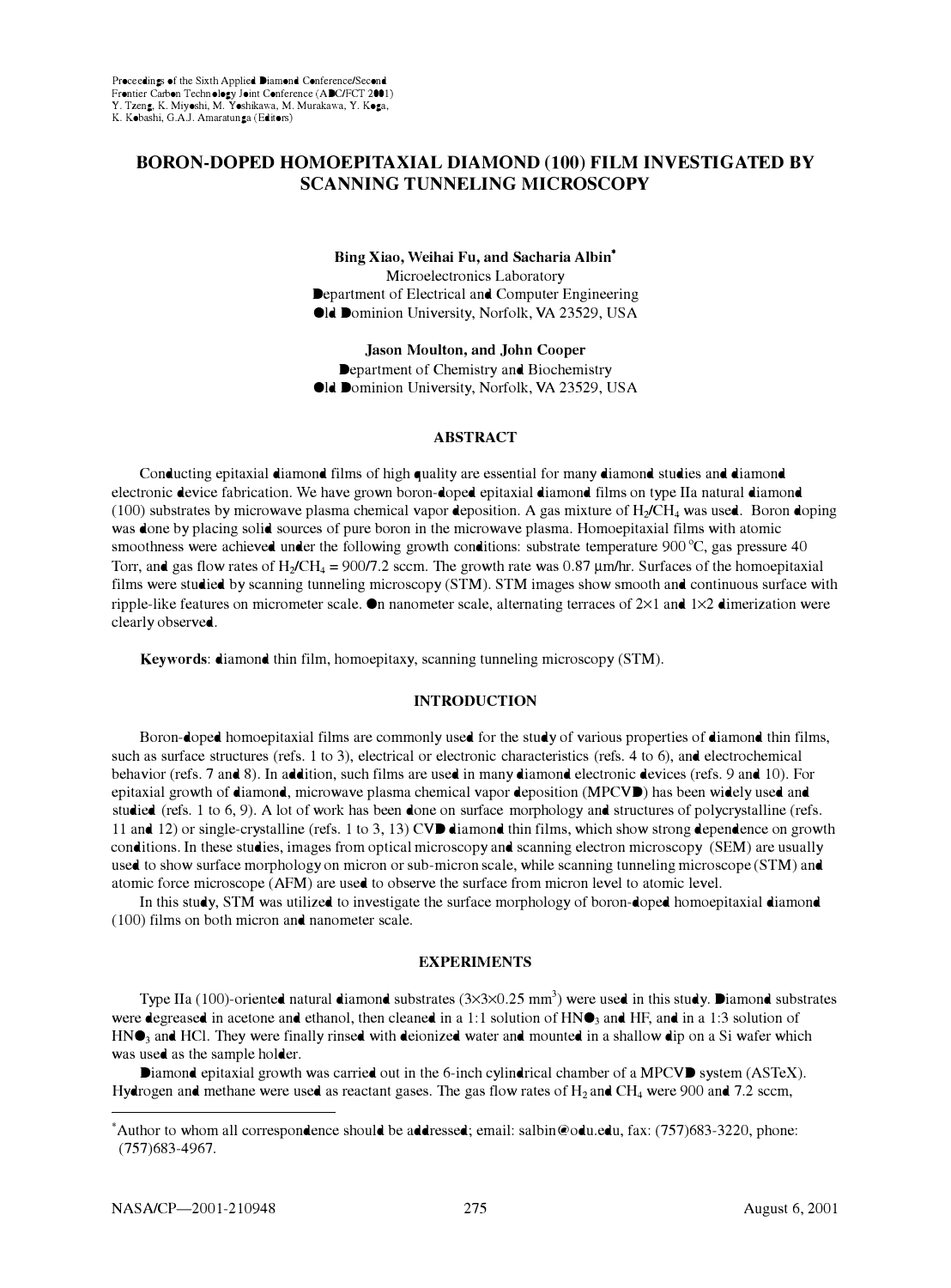Proceedings of the Sixth Applied Diamond Conference/Second Frontier Carbon Technology Joint Conference (ADC/FCT 2001)
Y. Tzeng, K. Miyoshi, M. Yoshikawa, M. Murakawa, Y. Koga, K. Kobashi, G.A.J. Amaratunga (Editors)

# BORON-DOPED HOMOEPITAXIAL DIAMOND (100) FILM INVESTIGATED BY SCANNING TUNNELING MICROSCOPY

**Bing Xiao, Weihai Fu, and Sacharia Albin***
Microelectronics Laboratory
Department of Electrical and Computer Engineering
Old Dominion University, Norfolk, VA 23529, USA

**Jason Moulton, and John Cooper**
Department of Chemistry and Biochemistry
Old Dominion University, Norfolk, VA 23529, USA

## ABSTRACT

Conducting epitaxial diamond films of high quality are essential for many diamond studies and diamond electronic device fabrication. We have grown boron-doped epitaxial diamond films on type IIa natural diamond (100) substrates by microwave plasma chemical vapor deposition. A gas mixture of $H_2/CH_4$ was used. Boron doping was done by placing solid sources of pure boron in the microwave plasma. Homoepitaxial films with atomic smoothness were achieved under the following growth conditions: substrate temperature 900 °C, gas pressure 40 Torr, and gas flow rates of $H_2/CH_4$ = 900/7.2 sccm. The growth rate was 0.87 µm/hr. Surfaces of the homoepitaxial films were studied by scanning tunneling microscopy (STM). STM images show smooth and continuous surface with ripple-like features on micrometer scale. On nanometer scale, alternating terraces of 2×1 and 1×2 dimerization were clearly observed.

**Keywords**: diamond thin film, homoepitaxy, scanning tunneling microscopy (STM).

## INTRODUCTION

Boron-doped homoepitaxial films are commonly used for the study of various properties of diamond thin films, such as surface structures (refs. 1 to 3), electrical or electronic characteristics (refs. 4 to 6), and electrochemical behavior (refs. 7 and 8). In addition, such films are used in many diamond electronic devices (refs. 9 and 10). For epitaxial growth of diamond, microwave plasma chemical vapor deposition (MPCVD) has been widely used and studied (refs. 1 to 6, 9). A lot of work has been done on surface morphology and structures of polycrystalline (refs. 11 and 12) or single-crystalline (refs. 1 to 3, 13) CVD diamond thin films, which show strong dependence on growth conditions. In these studies, images from optical microscopy and scanning electron microscopy (SEM) are usually used to show surface morphology on micron or sub-micron scale, while scanning tunneling microscope (STM) and atomic force microscope (AFM) are used to observe the surface from micron level to atomic level.

In this study, STM was utilized to investigate the surface morphology of boron-doped homoepitaxial diamond (100) films on both micron and nanometer scale.

## EXPERIMENTS

Type IIa (100)-oriented natural diamond substrates (3×3×0.25 mm$^3$) were used in this study. Diamond substrates were degreased in acetone and ethanol, then cleaned in a 1:1 solution of $HNO_3$ and HF, and in a 1:3 solution of $HNO_3$ and HCl. They were finally rinsed with deionized water and mounted in a shallow dip on a Si wafer which was used as the sample holder.

Diamond epitaxial growth was carried out in the 6-inch cylindrical chamber of a MPCVD system (ASTeX). Hydrogen and methane were used as reactant gases. The gas flow rates of $H_2$ and $CH_4$ were 900 and 7.2 sccm,

*Author to whom all correspondence should be addressed; email: salbin@odu.edu, fax: (757)683-3220, phone: (757)683-4967.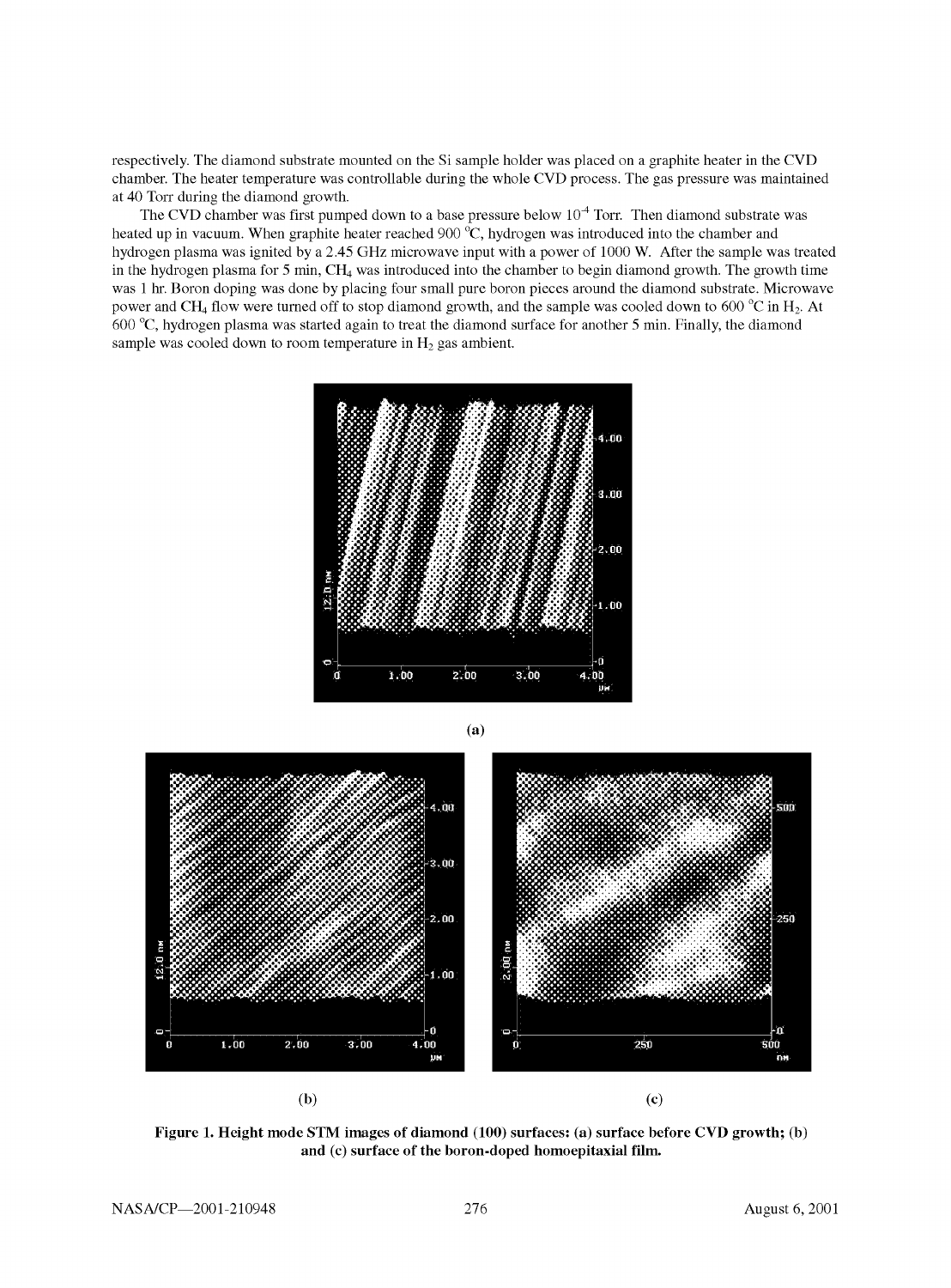respectively. The diamond substrate mounted on the Si sample holder was placed on a graphite heater in the CVD chamber. The heater temperature was controllable during the whole CVD process. The gas pressure was maintained at 40 Torr during the diamond growth.

The CVD chamber was first pumped down to a base pressure below $10^{-4}$ Torr. Then diamond substrate was heated up in vacuum. When graphite heater reached 900 °C, hydrogen was introduced into the chamber and hydrogen plasma was ignited by a 2.45 GHz microwave input with a power of 1000 W. After the sample was treated in the hydrogen plasma for 5 min, $CH_4$ was introduced into the chamber to begin diamond growth. The growth time was 1 hr. Boron doping was done by placing four small pure boron pieces around the diamond substrate. Microwave power and $CH_4$ flow were turned off to stop diamond growth, and the sample was cooled down to 600 °C in $H_2$. At 600 °C, hydrogen plasma was started again to treat the diamond surface for another 5 min. Finally, the diamond sample was cooled down to room temperature in $H_2$ gas ambient.

(a)

(b) (c)

**Figure 1. Height mode STM images of diamond (100) surfaces: (a) surface before CVD growth; (b) and (c) surface of the boron-doped homoepitaxial film.**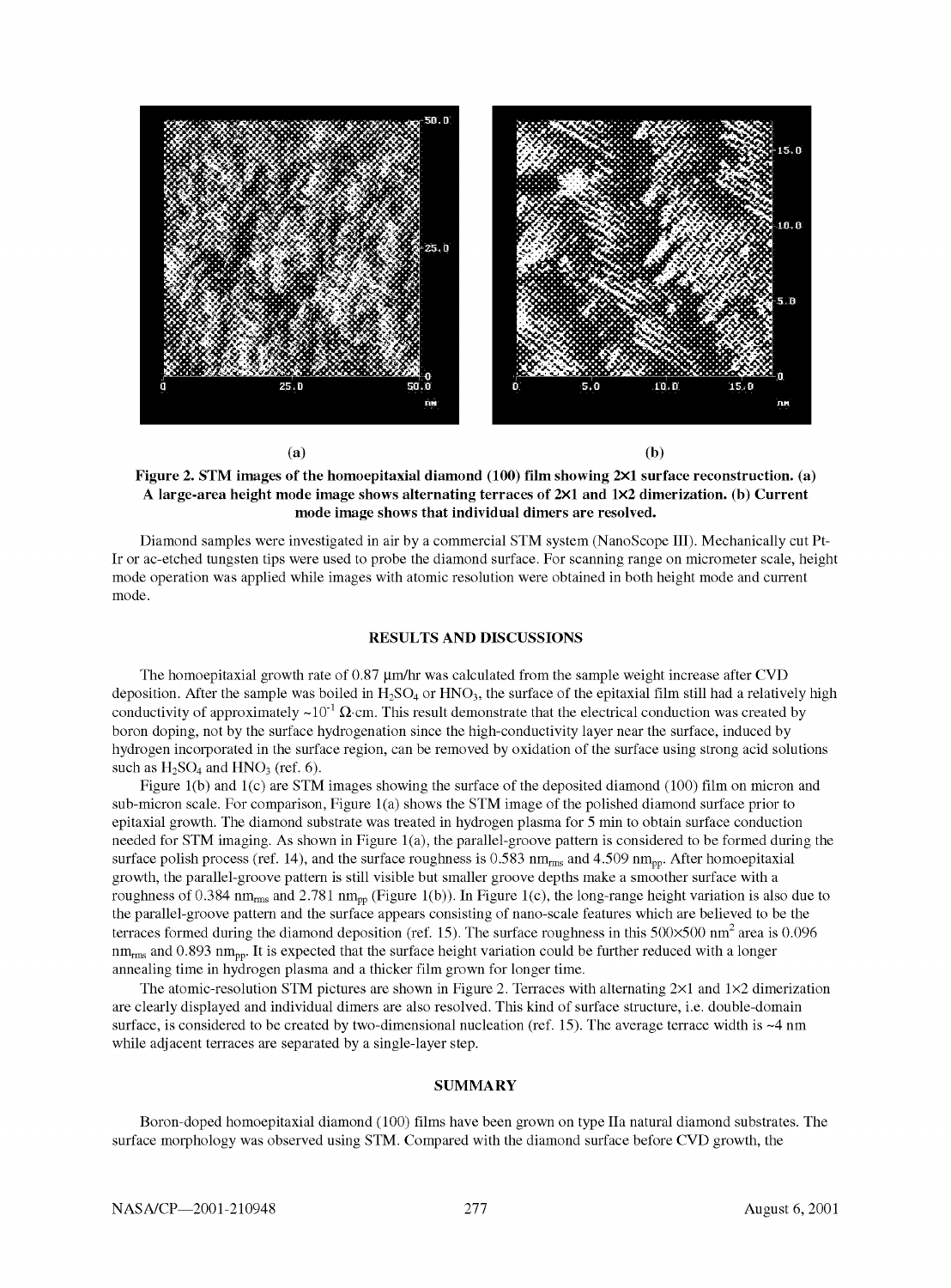(a) (b)

**Figure 2. STM images of the homoepitaxial diamond (100) film showing 2×1 surface reconstruction. (a) A large-area height mode image shows alternating terraces of 2×1 and 1×2 dimerization. (b) Current mode image shows that individual dimers are resolved.**

Diamond samples were investigated in air by a commercial STM system (NanoScope III). Mechanically cut Pt-Ir or ac-etched tungsten tips were used to probe the diamond surface. For scanning range on micrometer scale, height mode operation was applied while images with atomic resolution were obtained in both height mode and current mode.

## RESULTS AND DISCUSSIONS

The homoepitaxial growth rate of 0.87 μm/hr was calculated from the sample weight increase after CVD deposition. After the sample was boiled in $H_2SO_4$ or $HNO_3$, the surface of the epitaxial film still had a relatively high conductivity of approximately ~$10^{-1}$ Ω·cm. This result demonstrate that the electrical conduction was created by boron doping, not by the surface hydrogenation since the high-conductivity layer near the surface, induced by hydrogen incorporated in the surface region, can be removed by oxidation of the surface using strong acid solutions such as $H_2SO_4$ and $HNO_3$ (ref. 6).

Figure 1(b) and 1(c) are STM images showing the surface of the deposited diamond (100) film on micron and sub-micron scale. For comparison, Figure 1(a) shows the STM image of the polished diamond surface prior to epitaxial growth. The diamond substrate was treated in hydrogen plasma for 5 min to obtain surface conduction needed for STM imaging. As shown in Figure 1(a), the parallel-groove pattern is considered to be formed during the surface polish process (ref. 14), and the surface roughness is 0.583 $nm_{rms}$ and 4.509 $nm_{pp}$. After homoepitaxial growth, the parallel-groove pattern is still visible but smaller groove depths make a smoother surface with a roughness of 0.384 $nm_{rms}$ and 2.781 $nm_{pp}$ (Figure 1(b)). In Figure 1(c), the long-range height variation is also due to the parallel-groove pattern and the surface appears consisting of nano-scale features which are believed to be the terraces formed during the diamond deposition (ref. 15). The surface roughness in this 500×500 $nm^2$ area is 0.096 $nm_{rms}$ and 0.893 $nm_{pp}$. It is expected that the surface height variation could be further reduced with a longer annealing time in hydrogen plasma and a thicker film grown for longer time.

The atomic-resolution STM pictures are shown in Figure 2. Terraces with alternating 2×1 and 1×2 dimerization are clearly displayed and individual dimers are also resolved. This kind of surface structure, i.e. double-domain surface, is considered to be created by two-dimensional nucleation (ref. 15). The average terrace width is ~4 nm while adjacent terraces are separated by a single-layer step.

## SUMMARY

Boron-doped homoepitaxial diamond (100) films have been grown on type IIa natural diamond substrates. The surface morphology was observed using STM. Compared with the diamond surface before CVD growth, the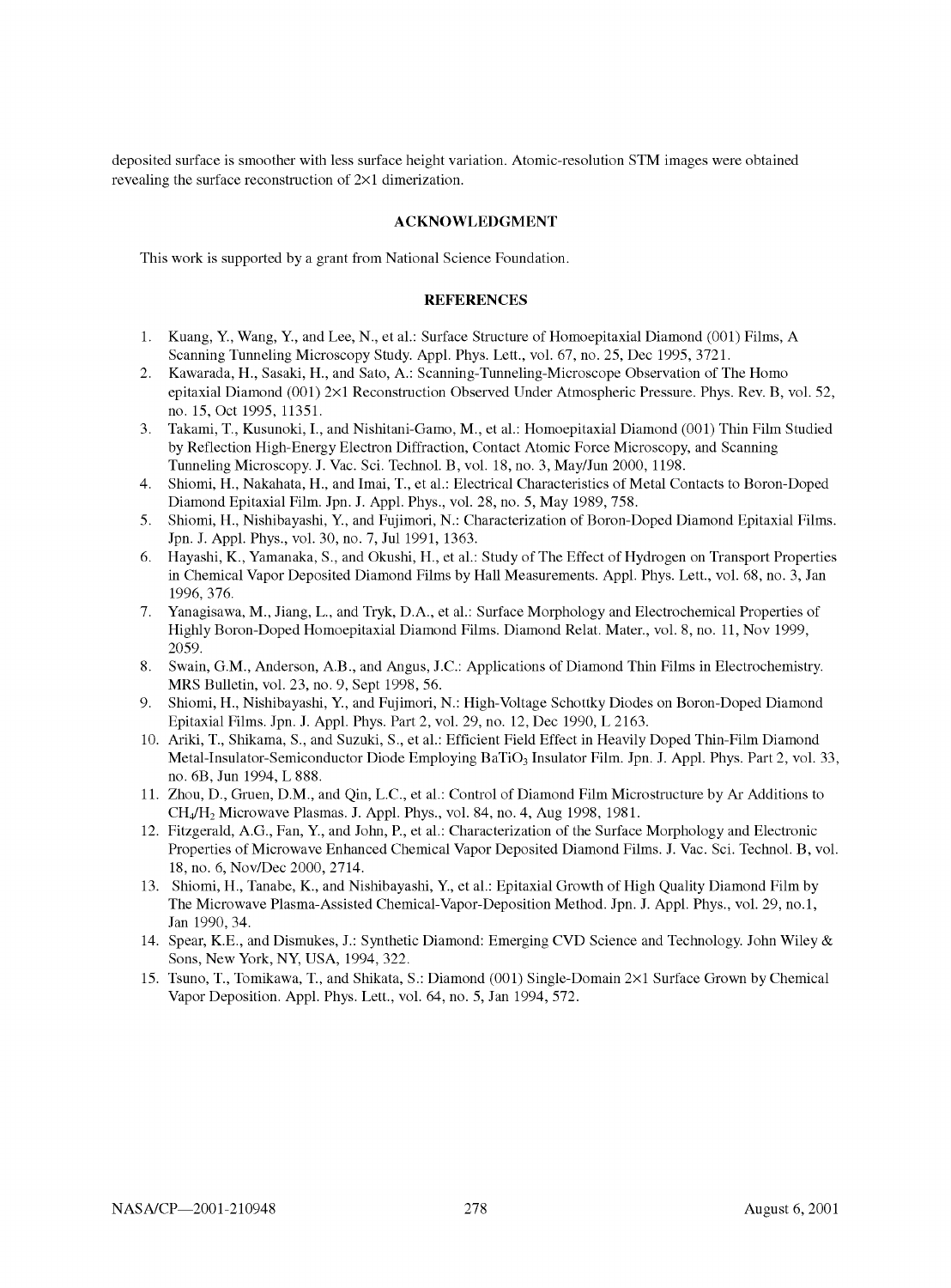deposited surface is smoother with less surface height variation. Atomic-resolution STM images were obtained revealing the surface reconstruction of 2×1 dimerization.

## ACKNOWLEDGMENT

This work is supported by a grant from National Science Foundation.

## REFERENCES

1. Kuang, Y., Wang, Y., and Lee, N., et al.: Surface Structure of Homoepitaxial Diamond (001) Films, A Scanning Tunneling Microscopy Study. Appl. Phys. Lett., vol. 67, no. 25, Dec 1995, 3721.
2. Kawarada, H., Sasaki, H., and Sato, A.: Scanning-Tunneling-Microscope Observation of The Homo epitaxial Diamond (001) 2×1 Reconstruction Observed Under Atmospheric Pressure. Phys. Rev. B, vol. 52, no. 15, Oct 1995, 11351.
3. Takami, T., Kusunoki, I., and Nishitani-Gamo, M., et al.: Homoepitaxial Diamond (001) Thin Film Studied by Reflection High-Energy Electron Diffraction, Contact Atomic Force Microscopy, and Scanning Tunneling Microscopy. J. Vac. Sci. Technol. B, vol. 18, no. 3, May/Jun 2000, 1198.
4. Shiomi, H., Nakahata, H., and Imai, T., et al.: Electrical Characteristics of Metal Contacts to Boron-Doped Diamond Epitaxial Film. Jpn. J. Appl. Phys., vol. 28, no. 5, May 1989, 758.
5. Shiomi, H., Nishibayashi, Y., and Fujimori, N.: Characterization of Boron-Doped Diamond Epitaxial Films. Jpn. J. Appl. Phys., vol. 30, no. 7, Jul 1991, 1363.
6. Hayashi, K., Yamanaka, S., and Okushi, H., et al.: Study of The Effect of Hydrogen on Transport Properties in Chemical Vapor Deposited Diamond Films by Hall Measurements. Appl. Phys. Lett., vol. 68, no. 3, Jan 1996, 376.
7. Yanagisawa, M., Jiang, L., and Tryk, D.A., et al.: Surface Morphology and Electrochemical Properties of Highly Boron-Doped Homoepitaxial Diamond Films. Diamond Relat. Mater., vol. 8, no. 11, Nov 1999, 2059.
8. Swain, G.M., Anderson, A.B., and Angus, J.C.: Applications of Diamond Thin Films in Electrochemistry. MRS Bulletin, vol. 23, no. 9, Sept 1998, 56.
9. Shiomi, H., Nishibayashi, Y., and Fujimori, N.: High-Voltage Schottky Diodes on Boron-Doped Diamond Epitaxial Films. Jpn. J. Appl. Phys. Part 2, vol. 29, no. 12, Dec 1990, L 2163.
10. Ariki, T., Shikama, S., and Suzuki, S., et al.: Efficient Field Effect in Heavily Doped Thin-Film Diamond Metal-Insulator-Semiconductor Diode Employing $BaTiO_3$ Insulator Film. Jpn. J. Appl. Phys. Part 2, vol. 33, no. 6B, Jun 1994, L 888.
11. Zhou, D., Gruen, D.M., and Qin, L.C., et al.: Control of Diamond Film Microstructure by Ar Additions to $CH_4/H_2$ Microwave Plasmas. J. Appl. Phys., vol. 84, no. 4, Aug 1998, 1981.
12. Fitzgerald, A.G., Fan, Y., and John, P., et al.: Characterization of the Surface Morphology and Electronic Properties of Microwave Enhanced Chemical Vapor Deposited Diamond Films. J. Vac. Sci. Technol. B, vol. 18, no. 6, Nov/Dec 2000, 2714.
13. Shiomi, H., Tanabe, K., and Nishibayashi, Y., et al.: Epitaxial Growth of High Quality Diamond Film by The Microwave Plasma-Assisted Chemical-Vapor-Deposition Method. Jpn. J. Appl. Phys., vol. 29, no.1, Jan 1990, 34.
14. Spear, K.E., and Dismukes, J.: Synthetic Diamond: Emerging CVD Science and Technology. John Wiley & Sons, New York, NY, USA, 1994, 322.
15. Tsuno, T., Tomikawa, T., and Shikata, S.: Diamond (001) Single-Domain 2×1 Surface Grown by Chemical Vapor Deposition. Appl. Phys. Lett., vol. 64, no. 5, Jan 1994, 572.